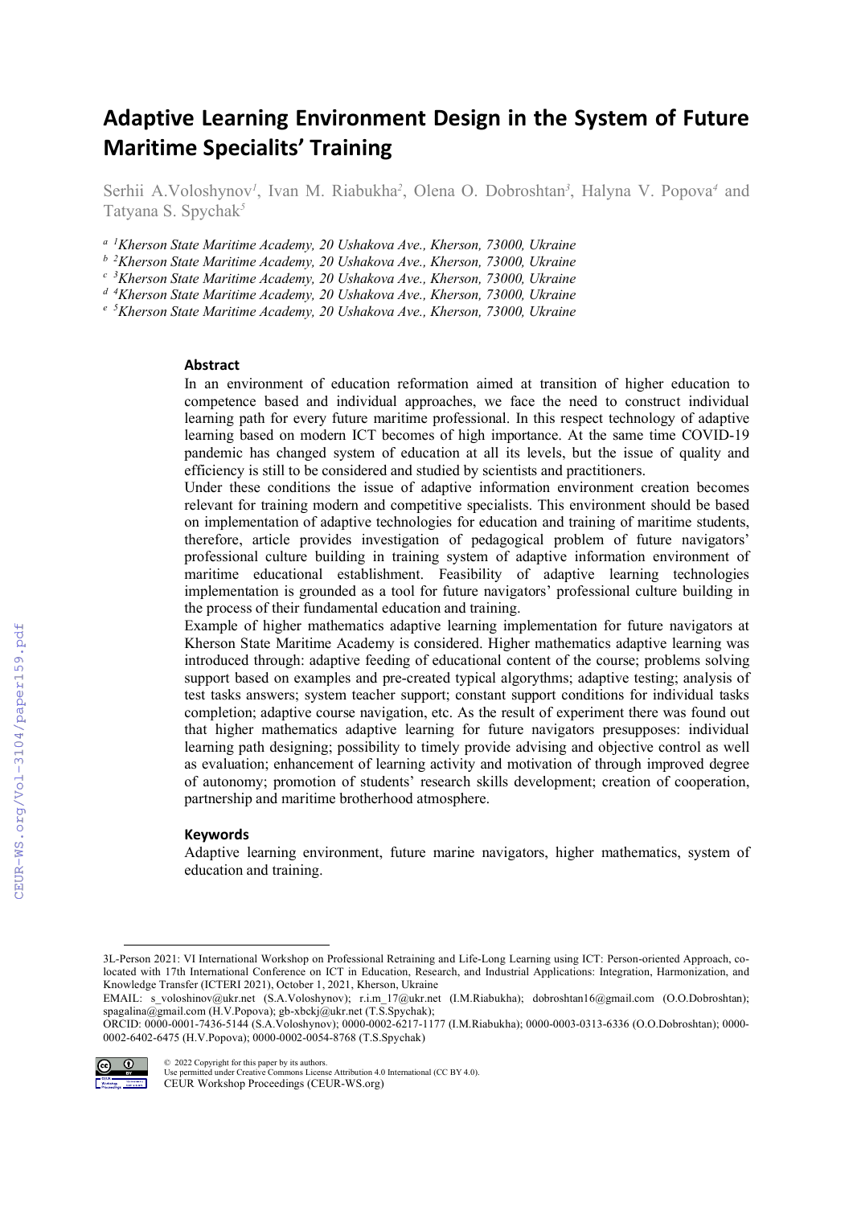# Adaptive Learning Environment Design in the System of Future Maritime Specialits' Training

Serhii A.Voloshynov[1], Ivan M. Riabukha[2], Olena O. Dobroshtan[3], Halyna V. Popova[4] and Tatyana S. Spychak[5]

[a] [1]*Kherson State Maritime Academy, 20 Ushakova Ave., Kherson, 73000, Ukraine*
[b] [2]*Kherson State Maritime Academy, 20 Ushakova Ave., Kherson, 73000, Ukraine*
[c] [3]*Kherson State Maritime Academy, 20 Ushakova Ave., Kherson, 73000, Ukraine*
[d] [4]*Kherson State Maritime Academy, 20 Ushakova Ave., Kherson, 73000, Ukraine*
[e] [5]*Kherson State Maritime Academy, 20 Ushakova Ave., Kherson, 73000, Ukraine*

### Abstract

In an environment of education reformation aimed at transition of higher education to competence based and individual approaches, we face the need to construct individual learning path for every future maritime professional. In this respect technology of adaptive learning based on modern ICT becomes of high importance. At the same time COVID-19 pandemic has changed system of education at all its levels, but the issue of quality and efficiency is still to be considered and studied by scientists and practitioners.

Under these conditions the issue of adaptive information environment creation becomes relevant for training modern and competitive specialists. This environment should be based on implementation of adaptive technologies for education and training of maritime students, therefore, article provides investigation of pedagogical problem of future navigators' professional culture building in training system of adaptive information environment of maritime educational establishment. Feasibility of adaptive learning technologies implementation is grounded as a tool for future navigators' professional culture building in the process of their fundamental education and training.

Example of higher mathematics adaptive learning implementation for future navigators at Kherson State Maritime Academy is considered. Higher mathematics adaptive learning was introduced through: adaptive feeding of educational content of the course; problems solving support based on examples and pre-created typical algorythms; adaptive testing; analysis of test tasks answers; system teacher support; constant support conditions for individual tasks completion; adaptive course navigation, etc. As the result of experiment there was found out that higher mathematics adaptive learning for future navigators presupposes: individual learning path designing; possibility to timely provide advising and objective control as well as evaluation; enhancement of learning activity and motivation of through improved degree of autonomy; promotion of students' research skills development; creation of cooperation, partnership and maritime brotherhood atmosphere.

### Keywords

Adaptive learning environment, future marine navigators, higher mathematics, system of education and training.

---

3L-Person 2021: VI International Workshop on Professional Retraining and Life-Long Learning using ICT: Person-oriented Approach, co-located with 17th International Conference on ICT in Education, Research, and Industrial Applications: Integration, Harmonization, and Knowledge Transfer (ICTERI 2021), October 1, 2021, Kherson, Ukraine

EMAIL: s_voloshinov@ukr.net (S.A.Voloshynov); r.i.m_17@ukr.net (I.M.Riabukha); dobroshtan16@gmail.com (O.O.Dobroshtan); spagalina@gmail.com (H.V.Popova); gb-xbckj@ukr.net (T.S.Spychak);

ORCID: 0000-0001-7436-5144 (S.A.Voloshynov); 0000-0002-6217-1177 (I.M.Riabukha); 0000-0003-0313-6336 (O.O.Dobroshtan); 0000-0002-6402-6475 (H.V.Popova); 0000-0002-0054-8768 (T.S.Spychak)

© 2022 Copyright for this paper by its authors.
Use permitted under Creative Commons License Attribution 4.0 International (CC BY 4.0).
CEUR Workshop Proceedings (CEUR-WS.org)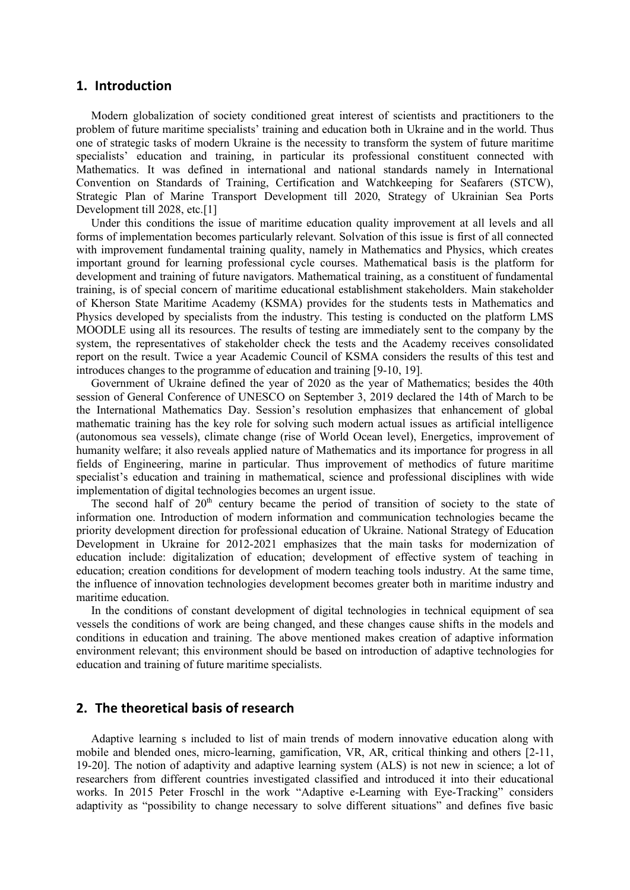## 1. Introduction

Modern globalization of society conditioned great interest of scientists and practitioners to the problem of future maritime specialists' training and education both in Ukraine and in the world. Thus one of strategic tasks of modern Ukraine is the necessity to transform the system of future maritime specialists' education and training, in particular its professional constituent connected with Mathematics. It was defined in international and national standards namely in International Convention on Standards of Training, Certification and Watchkeeping for Seafarers (STCW), Strategic Plan of Marine Transport Development till 2020, Strategy of Ukrainian Sea Ports Development till 2028, etc.[1]

Under this conditions the issue of maritime education quality improvement at all levels and all forms of implementation becomes particularly relevant. Solvation of this issue is first of all connected with improvement fundamental training quality, namely in Mathematics and Physics, which creates important ground for learning professional cycle courses. Mathematical basis is the platform for development and training of future navigators. Mathematical training, as a constituent of fundamental training, is of special concern of maritime educational establishment stakeholders. Main stakeholder of Kherson State Maritime Academy (KSMA) provides for the students tests in Mathematics and Physics developed by specialists from the industry. This testing is conducted on the platform LMS MOODLE using all its resources. The results of testing are immediately sent to the company by the system, the representatives of stakeholder check the tests and the Academy receives consolidated report on the result. Twice a year Academic Council of KSMA considers the results of this test and introduces changes to the programme of education and training [9-10, 19].

Government of Ukraine defined the year of 2020 as the year of Mathematics; besides the 40th session of General Conference of UNESCO on September 3, 2019 declared the 14th of March to be the International Mathematics Day. Session's resolution emphasizes that enhancement of global mathematic training has the key role for solving such modern actual issues as artificial intelligence (autonomous sea vessels), climate change (rise of World Ocean level), Energetics, improvement of humanity welfare; it also reveals applied nature of Mathematics and its importance for progress in all fields of Engineering, marine in particular. Thus improvement of methodics of future maritime specialist's education and training in mathematical, science and professional disciplines with wide implementation of digital technologies becomes an urgent issue.

The second half of 20th century became the period of transition of society to the state of information one. Introduction of modern information and communication technologies became the priority development direction for professional education of Ukraine. National Strategy of Education Development in Ukraine for 2012-2021 emphasizes that the main tasks for modernization of education include: digitalization of education; development of effective system of teaching in education; creation conditions for development of modern teaching tools industry. At the same time, the influence of innovation technologies development becomes greater both in maritime industry and maritime education.

In the conditions of constant development of digital technologies in technical equipment of sea vessels the conditions of work are being changed, and these changes cause shifts in the models and conditions in education and training. The above mentioned makes creation of adaptive information environment relevant; this environment should be based on introduction of adaptive technologies for education and training of future maritime specialists.

## 2. The theoretical basis of research

Adaptive learning s included to list of main trends of modern innovative education along with mobile and blended ones, micro-learning, gamification, VR, AR, critical thinking and others [2-11, 19-20]. The notion of adaptivity and adaptive learning system (ALS) is not new in science; a lot of researchers from different countries investigated classified and introduced it into their educational works. In 2015 Peter Froschl in the work "Adaptive e-Learning with Eye-Tracking" considers adaptivity as "possibility to change necessary to solve different situations" and defines five basic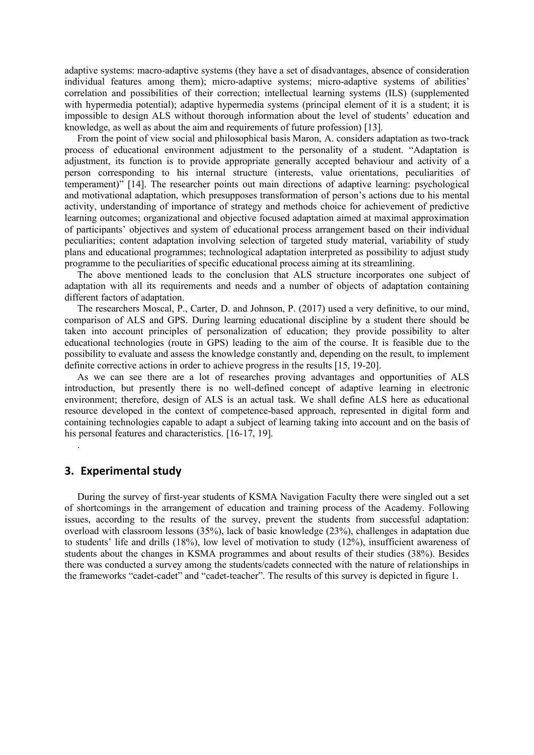adaptive systems: macro-adaptive systems (they have a set of disadvantages, absence of consideration individual features among them); micro-adaptive systems; micro-adaptive systems of abilities' correlation and possibilities of their correction; intellectual learning systems (ILS) (supplemented with hypermedia potential); adaptive hypermedia systems (principal element of it is a student; it is impossible to design ALS without thorough information about the level of students' education and knowledge, as well as about the aim and requirements of future profession) [13].

From the point of view social and philosophical basis Maron, A. considers adaptation as two-track process of educational environment adjustment to the personality of a student. "Adaptation is adjustment, its function is to provide appropriate generally accepted behaviour and activity of a person corresponding to his internal structure (interests, value orientations, peculiarities of temperament)" [14]. The researcher points out main directions of adaptive learning: psychological and motivational adaptation, which presupposes transformation of person's actions due to his mental activity, understanding of importance of strategy and methods choice for achievement of predictive learning outcomes; organizational and objective focused adaptation aimed at maximal approximation of participants' objectives and system of educational process arrangement based on their individual peculiarities; content adaptation involving selection of targeted study material, variability of study plans and educational programmes; technological adaptation interpreted as possibility to adjust study programme to the peculiarities of specific educational process aiming at its streamlining.

The above mentioned leads to the conclusion that ALS structure incorporates one subject of adaptation with all its requirements and needs and a number of objects of adaptation containing different factors of adaptation.

The researchers Moscal, P., Carter, D. and Johnson, P. (2017) used a very definitive, to our mind, comparison of ALS and GPS. During learning educational discipline by a student there should be taken into account principles of personalization of education; they provide possibility to alter educational technologies (route in GPS) leading to the aim of the course. It is feasible due to the possibility to evaluate and assess the knowledge constantly and, depending on the result, to implement definite corrective actions in order to achieve progress in the results [15, 19-20].

As we can see there are a lot of researches proving advantages and opportunities of ALS introduction, but presently there is no well-defined concept of adaptive learning in electronic environment; therefore, design of ALS is an actual task. We shall define ALS here as educational resource developed in the context of competence-based approach, represented in digital form and containing technologies capable to adapt a subject of learning taking into account and on the basis of his personal features and characteristics. [16-17, 19].

.

## 3. Experimental study

During the survey of first-year students of KSMA Navigation Faculty there were singled out a set of shortcomings in the arrangement of education and training process of the Academy. Following issues, according to the results of the survey, prevent the students from successful adaptation: overload with classroom lessons (35%), lack of basic knowledge (23%), challenges in adaptation due to students' life and drills (18%), low level of motivation to study (12%), insufficient awareness of students about the changes in KSMA programmes and about results of their studies (38%). Besides there was conducted a survey among the students/cadets connected with the nature of relationships in the frameworks "cadet-cadet" and "cadet-teacher". The results of this survey is depicted in figure 1.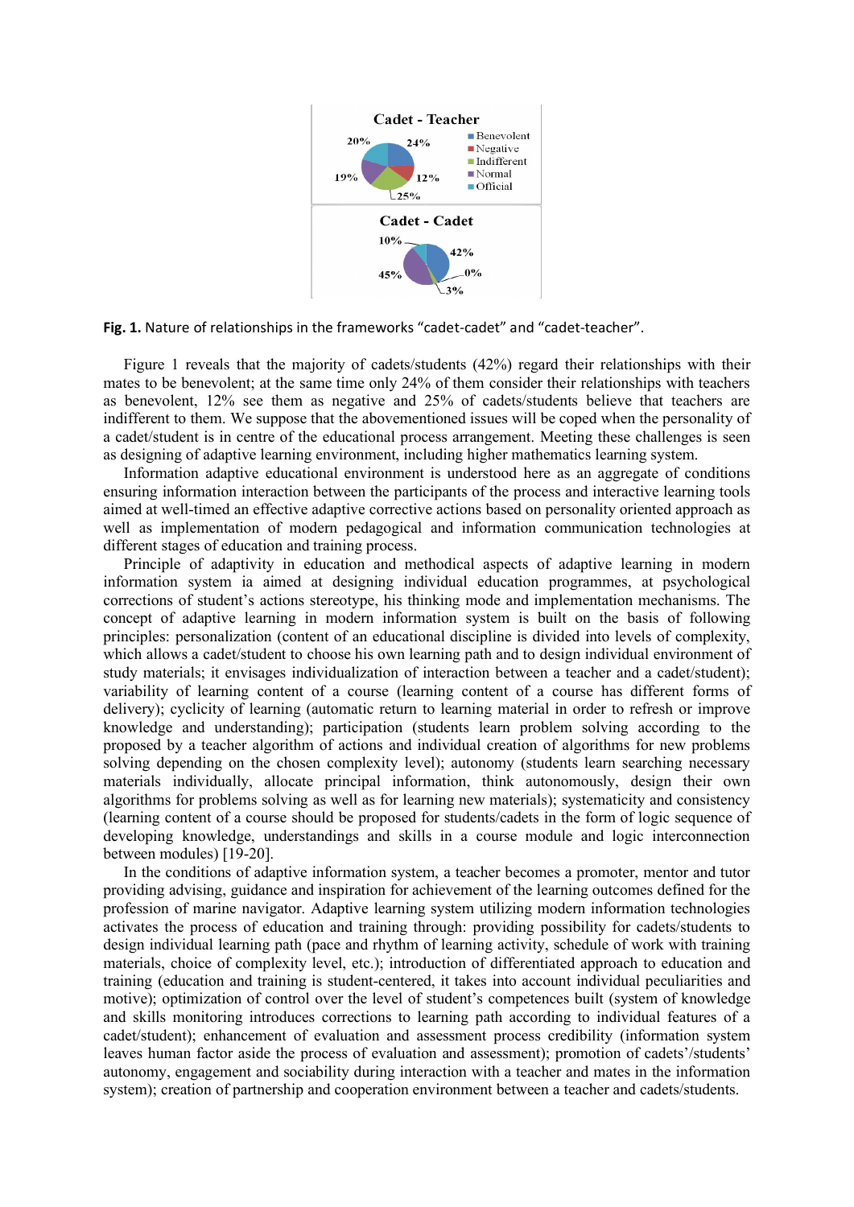Fig. 1. Nature of relationships in the frameworks “cadet-cadet” and “cadet-teacher”.

Figure 1 reveals that the majority of cadets/students (42%) regard their relationships with their mates to be benevolent; at the same time only 24% of them consider their relationships with teachers as benevolent, 12% see them as negative and 25% of cadets/students believe that teachers are indifferent to them. We suppose that the abovementioned issues will be coped when the personality of a cadet/student is in centre of the educational process arrangement. Meeting these challenges is seen as designing of adaptive learning environment, including higher mathematics learning system.

Information adaptive educational environment is understood here as an aggregate of conditions ensuring information interaction between the participants of the process and interactive learning tools aimed at well-timed an effective adaptive corrective actions based on personality oriented approach as well as implementation of modern pedagogical and information communication technologies at different stages of education and training process.

Principle of adaptivity in education and methodical aspects of adaptive learning in modern information system ia aimed at designing individual education programmes, at psychological corrections of student’s actions stereotype, his thinking mode and implementation mechanisms. The concept of adaptive learning in modern information system is built on the basis of following principles: personalization (content of an educational discipline is divided into levels of complexity, which allows a cadet/student to choose his own learning path and to design individual environment of study materials; it envisages individualization of interaction between a teacher and a cadet/student); variability of learning content of a course (learning content of a course has different forms of delivery); cyclicity of learning (automatic return to learning material in order to refresh or improve knowledge and understanding); participation (students learn problem solving according to the proposed by a teacher algorithm of actions and individual creation of algorithms for new problems solving depending on the chosen complexity level); autonomy (students learn searching necessary materials individually, allocate principal information, think autonomously, design their own algorithms for problems solving as well as for learning new materials); systematicity and consistency (learning content of a course should be proposed for students/cadets in the form of logic sequence of developing knowledge, understandings and skills in a course module and logic interconnection between modules) [19-20].

In the conditions of adaptive information system, a teacher becomes a promoter, mentor and tutor providing advising, guidance and inspiration for achievement of the learning outcomes defined for the profession of marine navigator. Adaptive learning system utilizing modern information technologies activates the process of education and training through: providing possibility for cadets/students to design individual learning path (pace and rhythm of learning activity, schedule of work with training materials, choice of complexity level, etc.); introduction of differentiated approach to education and training (education and training is student-centered, it takes into account individual peculiarities and motive); optimization of control over the level of student’s competences built (system of knowledge and skills monitoring introduces corrections to learning path according to individual features of a cadet/student); enhancement of evaluation and assessment process credibility (information system leaves human factor aside the process of evaluation and assessment); promotion of cadets’/students’ autonomy, engagement and sociability during interaction with a teacher and mates in the information system); creation of partnership and cooperation environment between a teacher and cadets/students.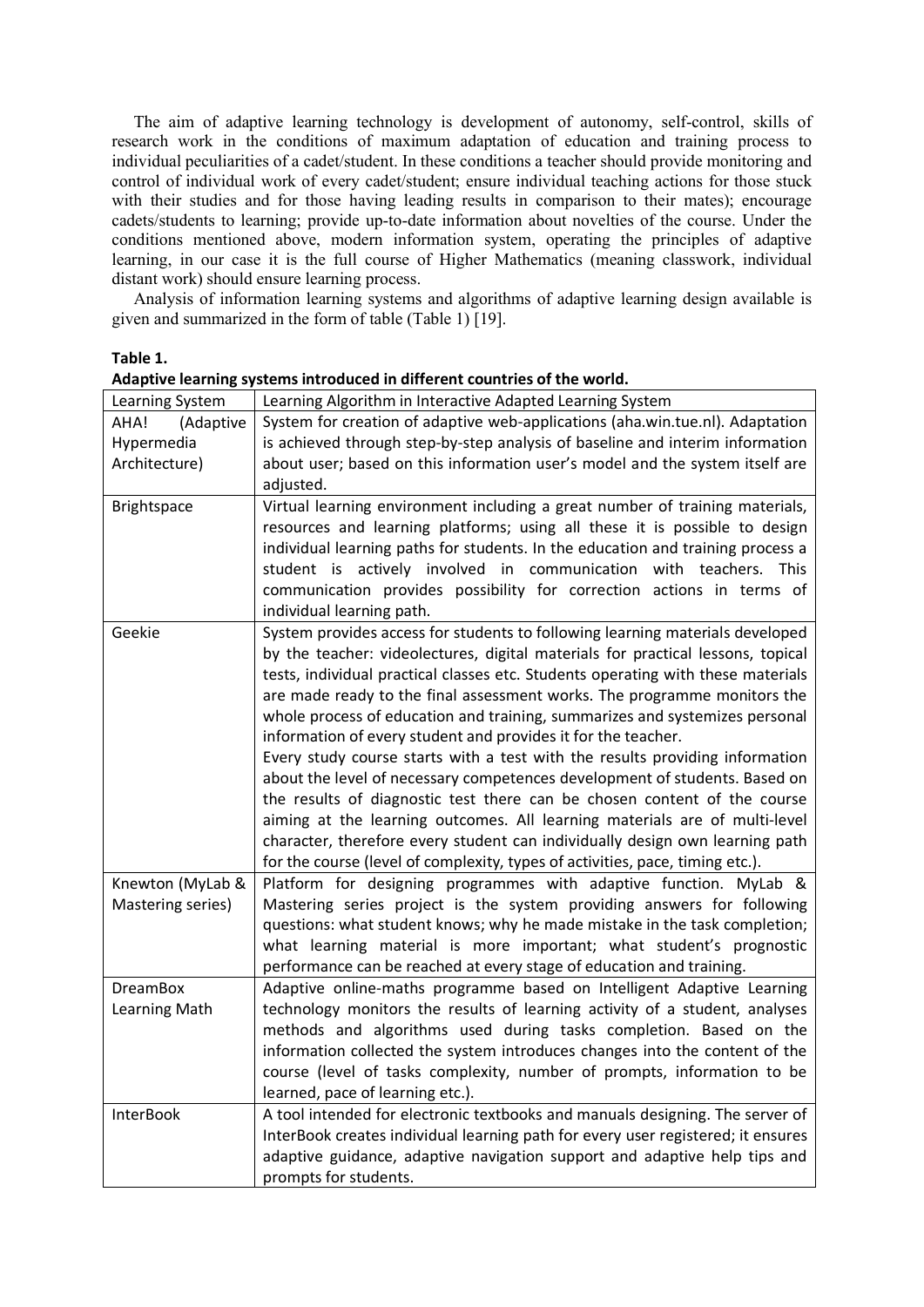The aim of adaptive learning technology is development of autonomy, self-control, skills of research work in the conditions of maximum adaptation of education and training process to individual peculiarities of a cadet/student. In these conditions a teacher should provide monitoring and control of individual work of every cadet/student; ensure individual teaching actions for those stuck with their studies and for those having leading results in comparison to their mates); encourage cadets/students to learning; provide up-to-date information about novelties of the course. Under the conditions mentioned above, modern information system, operating the principles of adaptive learning, in our case it is the full course of Higher Mathematics (meaning classwork, individual distant work) should ensure learning process.

Analysis of information learning systems and algorithms of adaptive learning design available is given and summarized in the form of table (Table 1) [19].

**Table 1.**
**Adaptive learning systems introduced in different countries of the world.**

| Learning System | Learning Algorithm in Interactive Adapted Learning System |
|---|---|
| AHA! (Adaptive Hypermedia Architecture) | System for creation of adaptive web-applications (aha.win.tue.nl). Adaptation is achieved through step-by-step analysis of baseline and interim information about user; based on this information user's model and the system itself are adjusted. |
| Brightspace | Virtual learning environment including a great number of training materials, resources and learning platforms; using all these it is possible to design individual learning paths for students. In the education and training process a student is actively involved in communication with teachers. This communication provides possibility for correction actions in terms of individual learning path. |
| Geekie | System provides access for students to following learning materials developed by the teacher: videolectures, digital materials for practical lessons, topical tests, individual practical classes etc. Students operating with these materials are made ready to the final assessment works. The programme monitors the whole process of education and training, summarizes and systemizes personal information of every student and provides it for the teacher. Every study course starts with a test with the results providing information about the level of necessary competences development of students. Based on the results of diagnostic test there can be chosen content of the course aiming at the learning outcomes. All learning materials are of multi-level character, therefore every student can individually design own learning path for the course (level of complexity, types of activities, pace, timing etc.). |
| Knewton (MyLab & Mastering series) | Platform for designing programmes with adaptive function. MyLab & Mastering series project is the system providing answers for following questions: what student knows; why he made mistake in the task completion; what learning material is more important; what student's prognostic performance can be reached at every stage of education and training. |
| DreamBox Learning Math | Adaptive online-maths programme based on Intelligent Adaptive Learning technology monitors the results of learning activity of a student, analyses methods and algorithms used during tasks completion. Based on the information collected the system introduces changes into the content of the course (level of tasks complexity, number of prompts, information to be learned, pace of learning etc.). |
| InterBook | A tool intended for electronic textbooks and manuals designing. The server of InterBook creates individual learning path for every user registered; it ensures adaptive guidance, adaptive navigation support and adaptive help tips and prompts for students. |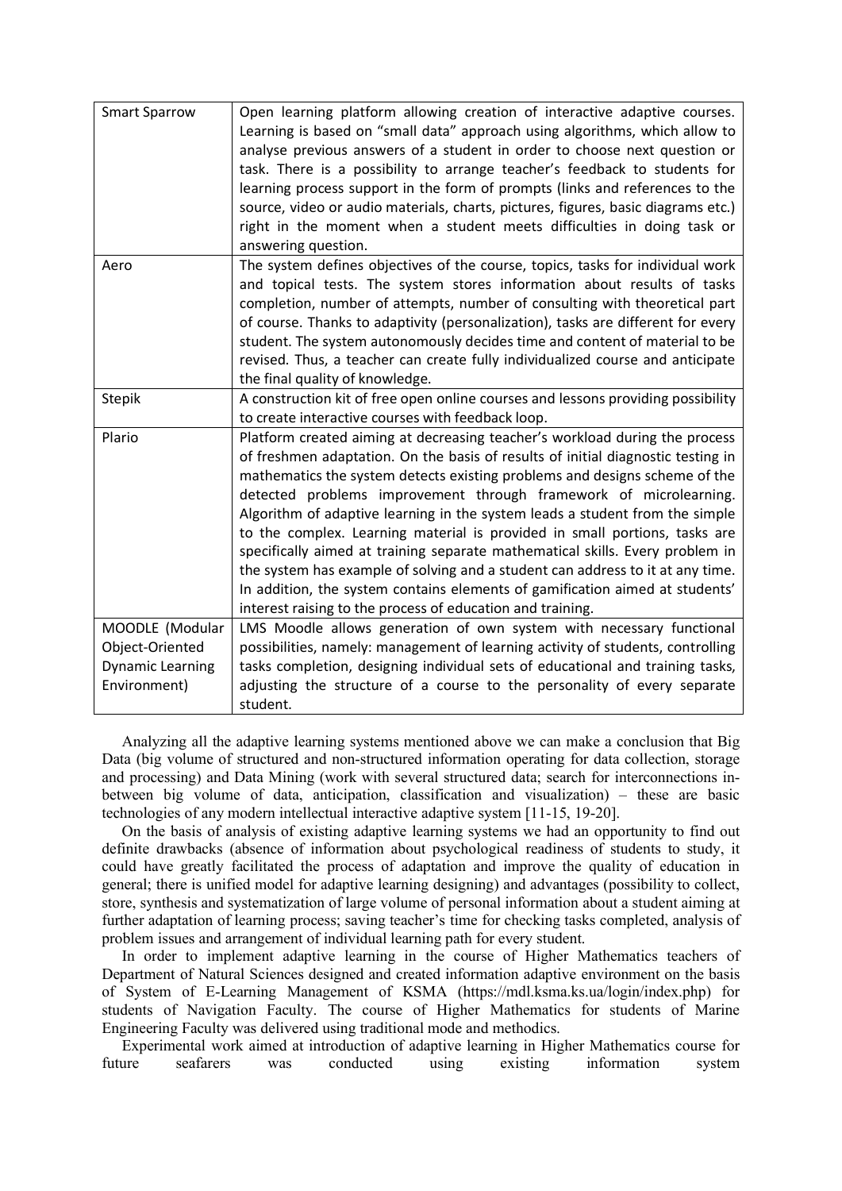| | |
|---|---|
| Smart Sparrow | Open learning platform allowing creation of interactive adaptive courses. Learning is based on "small data" approach using algorithms, which allow to analyse previous answers of a student in order to choose next question or task. There is a possibility to arrange teacher's feedback to students for learning process support in the form of prompts (links and references to the source, video or audio materials, charts, pictures, figures, basic diagrams etc.) right in the moment when a student meets difficulties in doing task or answering question. |
| Aero | The system defines objectives of the course, topics, tasks for individual work and topical tests. The system stores information about results of tasks completion, number of attempts, number of consulting with theoretical part of course. Thanks to adaptivity (personalization), tasks are different for every student. The system autonomously decides time and content of material to be revised. Thus, a teacher can create fully individualized course and anticipate the final quality of knowledge. |
| Stepik | A construction kit of free open online courses and lessons providing possibility to create interactive courses with feedback loop. |
| Plario | Platform created aiming at decreasing teacher's workload during the process of freshmen adaptation. On the basis of results of initial diagnostic testing in mathematics the system detects existing problems and designs scheme of the detected problems improvement through framework of microlearning. Algorithm of adaptive learning in the system leads a student from the simple to the complex. Learning material is provided in small portions, tasks are specifically aimed at training separate mathematical skills. Every problem in the system has example of solving and a student can address to it at any time. In addition, the system contains elements of gamification aimed at students' interest raising to the process of education and training. |
| MOODLE (Modular Object-Oriented Dynamic Learning Environment) | LMS Moodle allows generation of own system with necessary functional possibilities, namely: management of learning activity of students, controlling tasks completion, designing individual sets of educational and training tasks, adjusting the structure of a course to the personality of every separate student. |

Analyzing all the adaptive learning systems mentioned above we can make a conclusion that Big Data (big volume of structured and non-structured information operating for data collection, storage and processing) and Data Mining (work with several structured data; search for interconnections in-between big volume of data, anticipation, classification and visualization) – these are basic technologies of any modern intellectual interactive adaptive system [11-15, 19-20].

On the basis of analysis of existing adaptive learning systems we had an opportunity to find out definite drawbacks (absence of information about psychological readiness of students to study, it could have greatly facilitated the process of adaptation and improve the quality of education in general; there is unified model for adaptive learning designing) and advantages (possibility to collect, store, synthesis and systematization of large volume of personal information about a student aiming at further adaptation of learning process; saving teacher's time for checking tasks completed, analysis of problem issues and arrangement of individual learning path for every student.

In order to implement adaptive learning in the course of Higher Mathematics teachers of Department of Natural Sciences designed and created information adaptive environment on the basis of System of E-Learning Management of KSMA (https://mdl.ksma.ks.ua/login/index.php) for students of Navigation Faculty. The course of Higher Mathematics for students of Marine Engineering Faculty was delivered using traditional mode and methodics.

Experimental work aimed at introduction of adaptive learning in Higher Mathematics course for future seafarers was conducted using existing information system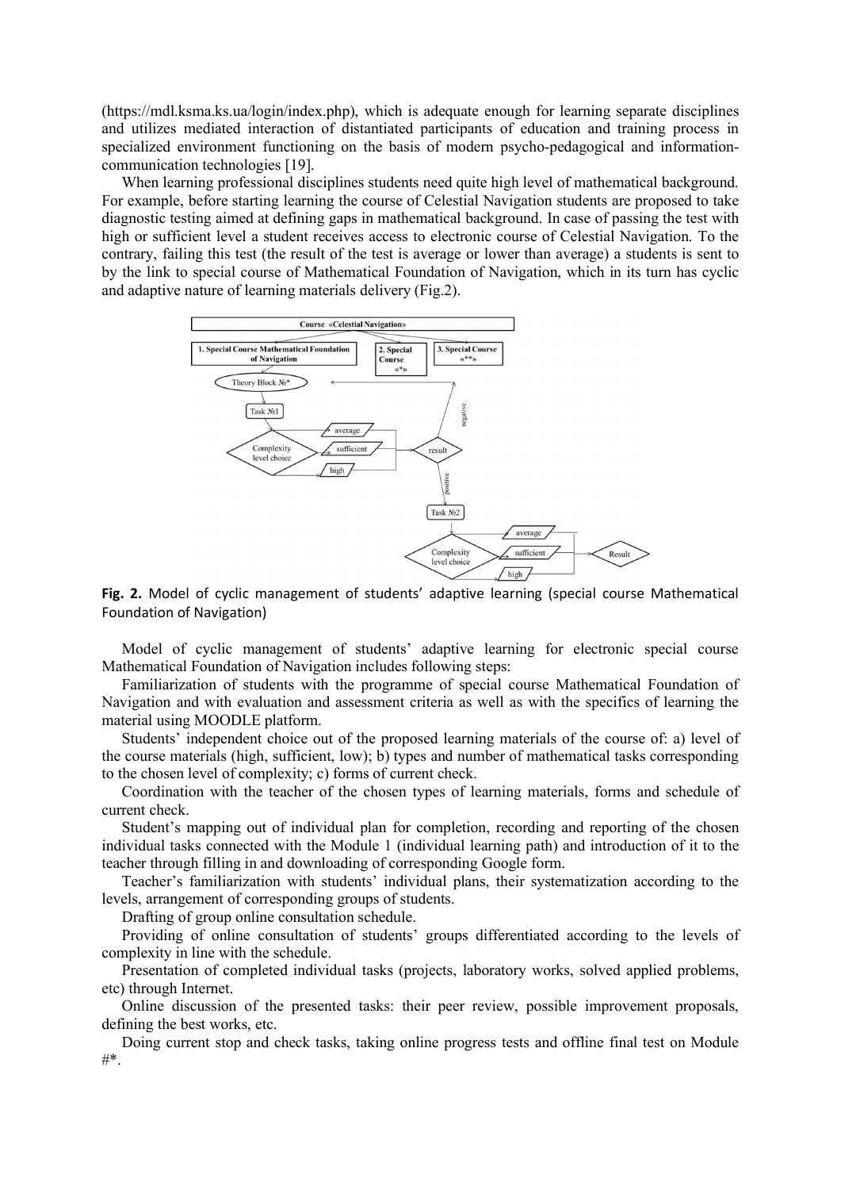(https://mdl.ksma.ks.ua/login/index.php), which is adequate enough for learning separate disciplines and utilizes mediated interaction of distantiated participants of education and training process in specialized environment functioning on the basis of modern psycho-pedagogical and information-communication technologies [19].

When learning professional disciplines students need quite high level of mathematical background. For example, before starting learning the course of Celestial Navigation students are proposed to take diagnostic testing aimed at defining gaps in mathematical background. In case of passing the test with high or sufficient level a student receives access to electronic course of Celestial Navigation. To the contrary, failing this test (the result of the test is average or lower than average) a students is sent to by the link to special course of Mathematical Foundation of Navigation, which in its turn has cyclic and adaptive nature of learning materials delivery (Fig.2).

**Fig. 2.** Model of cyclic management of students' adaptive learning (special course Mathematical Foundation of Navigation)

Model of cyclic management of students' adaptive learning for electronic special course Mathematical Foundation of Navigation includes following steps:

Familiarization of students with the programme of special course Mathematical Foundation of Navigation and with evaluation and assessment criteria as well as with the specifics of learning the material using MOODLE platform.

Students' independent choice out of the proposed learning materials of the course of: a) level of the course materials (high, sufficient, low); b) types and number of mathematical tasks corresponding to the chosen level of complexity; c) forms of current check.

Coordination with the teacher of the chosen types of learning materials, forms and schedule of current check.

Student's mapping out of individual plan for completion, recording and reporting of the chosen individual tasks connected with the Module 1 (individual learning path) and introduction of it to the teacher through filling in and downloading of corresponding Google form.

Teacher's familiarization with students' individual plans, their systematization according to the levels, arrangement of corresponding groups of students.

Drafting of group online consultation schedule.

Providing of online consultation of students' groups differentiated according to the levels of complexity in line with the schedule.

Presentation of completed individual tasks (projects, laboratory works, solved applied problems, etc) through Internet.

Online discussion of the presented tasks: their peer review, possible improvement proposals, defining the best works, etc.

Doing current stop and check tasks, taking online progress tests and offline final test on Module #*.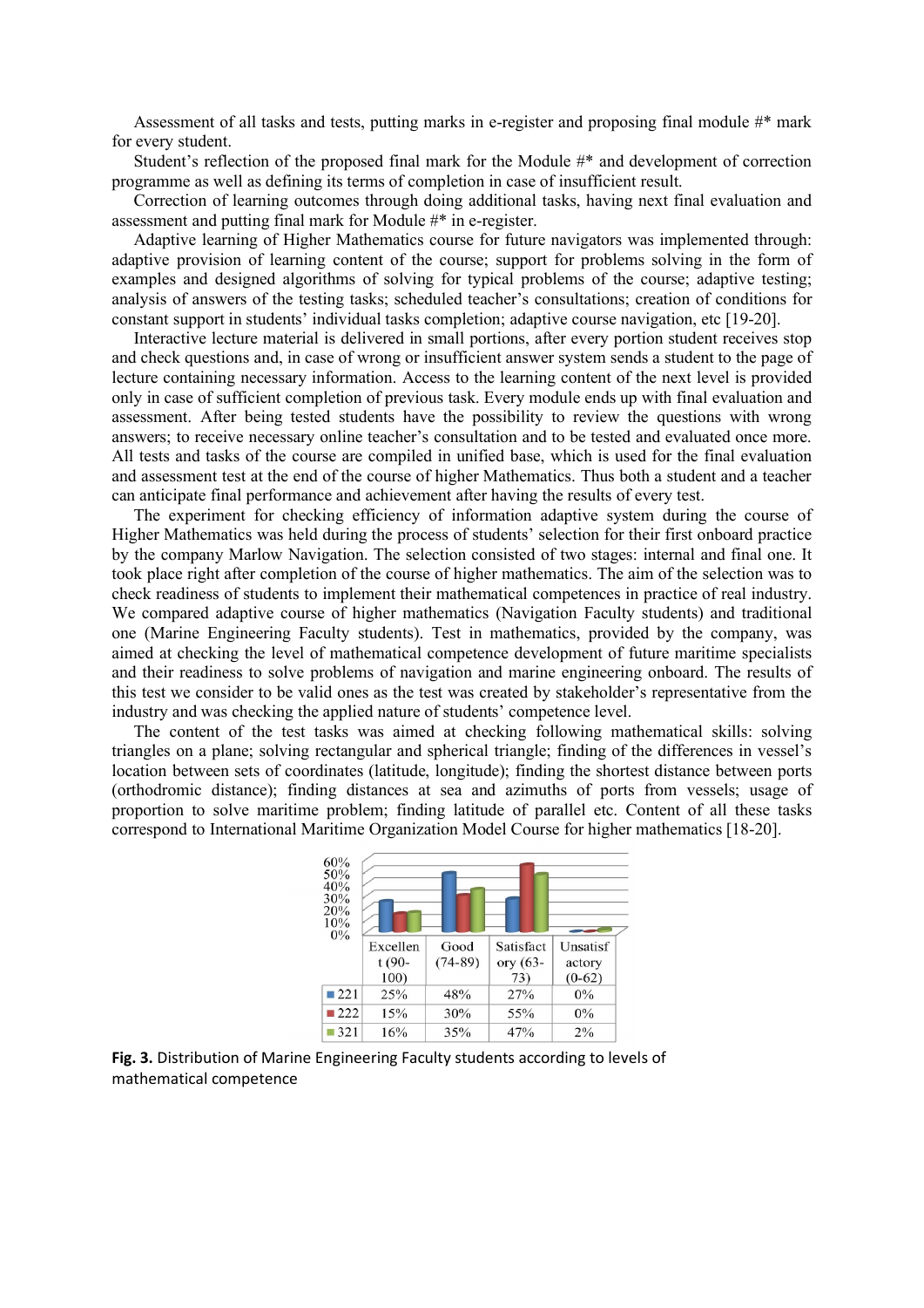Assessment of all tasks and tests, putting marks in e-register and proposing final module #* mark for every student.

Student's reflection of the proposed final mark for the Module #* and development of correction programme as well as defining its terms of completion in case of insufficient result.

Correction of learning outcomes through doing additional tasks, having next final evaluation and assessment and putting final mark for Module #* in e-register.

Adaptive learning of Higher Mathematics course for future navigators was implemented through: adaptive provision of learning content of the course; support for problems solving in the form of examples and designed algorithms of solving for typical problems of the course; adaptive testing; analysis of answers of the testing tasks; scheduled teacher's consultations; creation of conditions for constant support in students' individual tasks completion; adaptive course navigation, etc [19-20].

Interactive lecture material is delivered in small portions, after every portion student receives stop and check questions and, in case of wrong or insufficient answer system sends a student to the page of lecture containing necessary information. Access to the learning content of the next level is provided only in case of sufficient completion of previous task. Every module ends up with final evaluation and assessment. After being tested students have the possibility to review the questions with wrong answers; to receive necessary online teacher's consultation and to be tested and evaluated once more. All tests and tasks of the course are compiled in unified base, which is used for the final evaluation and assessment test at the end of the course of higher Mathematics. Thus both a student and a teacher can anticipate final performance and achievement after having the results of every test.

The experiment for checking efficiency of information adaptive system during the course of Higher Mathematics was held during the process of students' selection for their first onboard practice by the company Marlow Navigation. The selection consisted of two stages: internal and final one. It took place right after completion of the course of higher mathematics. The aim of the selection was to check readiness of students to implement their mathematical competences in practice of real industry. We compared adaptive course of higher mathematics (Navigation Faculty students) and traditional one (Marine Engineering Faculty students). Test in mathematics, provided by the company, was aimed at checking the level of mathematical competence development of future maritime specialists and their readiness to solve problems of navigation and marine engineering onboard. The results of this test we consider to be valid ones as the test was created by stakeholder's representative from the industry and was checking the applied nature of students' competence level.

The content of the test tasks was aimed at checking following mathematical skills: solving triangles on a plane; solving rectangular and spherical triangle; finding of the differences in vessel's location between sets of coordinates (latitude, longitude); finding the shortest distance between ports (orthodromic distance); finding distances at sea and azimuths of ports from vessels; usage of proportion to solve maritime problem; finding latitude of parallel etc. Content of all these tasks correspond to International Maritime Organization Model Course for higher mathematics [18-20].

| | Excellent (90-100) | Good (74-89) | Satisfactory (63-73) | Unsatisfactory (0-62) |
|---|---|---|---|---|
| 221 | 25% | 48% | 27% | 0% |
| 222 | 15% | 30% | 55% | 0% |
| 321 | 16% | 35% | 47% | 2% |

**Fig. 3.** Distribution of Marine Engineering Faculty students according to levels of mathematical competence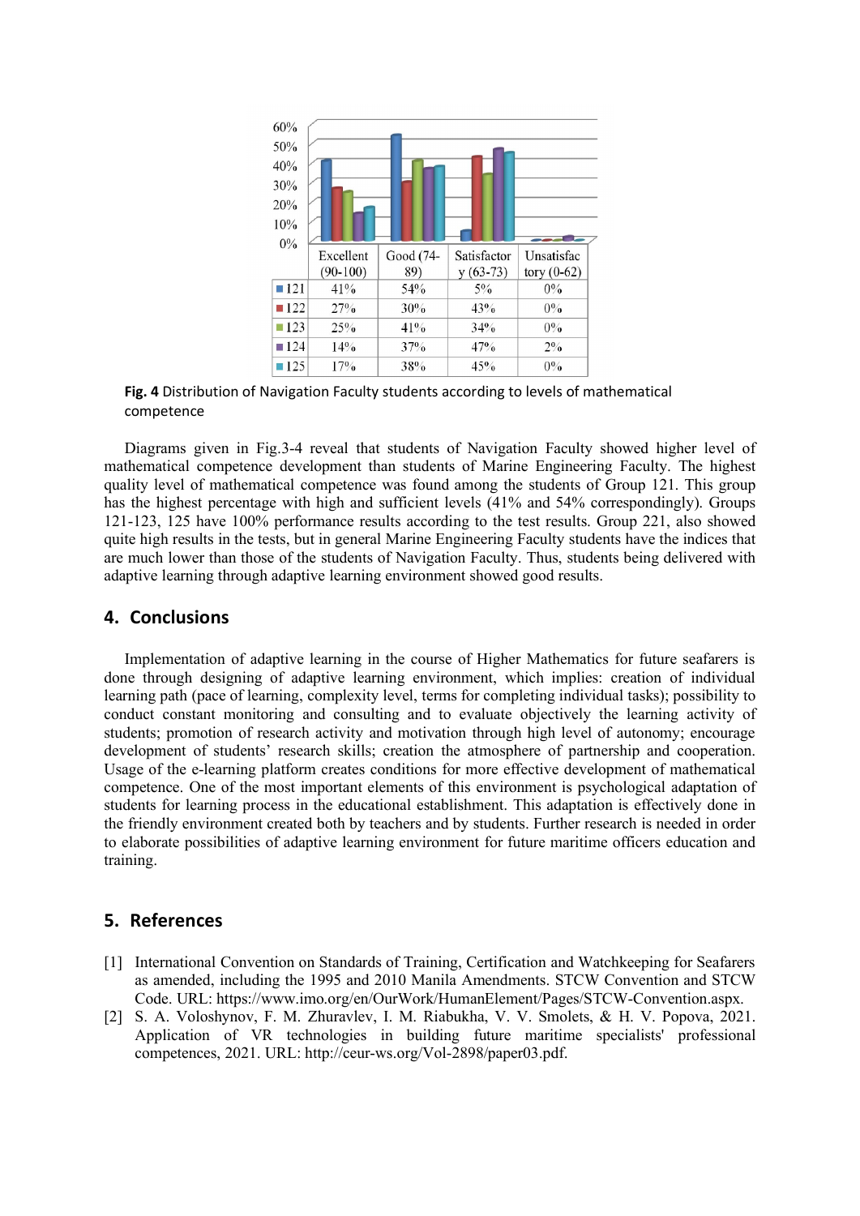| | Excellent (90-100) | Good (74-89) | Satisfactory (63-73) | Unsatisfactory (0-62) |
|---|---|---|---|---|
| 121 | 41% | 54% | 5% | 0% |
| 122 | 27% | 30% | 43% | 0% |
| 123 | 25% | 41% | 34% | 0% |
| 124 | 14% | 37% | 47% | 2% |
| 125 | 17% | 38% | 45% | 0% |

**Fig. 4** Distribution of Navigation Faculty students according to levels of mathematical competence

Diagrams given in Fig.3-4 reveal that students of Navigation Faculty showed higher level of mathematical competence development than students of Marine Engineering Faculty. The highest quality level of mathematical competence was found among the students of Group 121. This group has the highest percentage with high and sufficient levels (41% and 54% correspondingly). Groups 121-123, 125 have 100% performance results according to the test results. Group 221, also showed quite high results in the tests, but in general Marine Engineering Faculty students have the indices that are much lower than those of the students of Navigation Faculty. Thus, students being delivered with adaptive learning through adaptive learning environment showed good results.

## 4. Conclusions

Implementation of adaptive learning in the course of Higher Mathematics for future seafarers is done through designing of adaptive learning environment, which implies: creation of individual learning path (pace of learning, complexity level, terms for completing individual tasks); possibility to conduct constant monitoring and consulting and to evaluate objectively the learning activity of students; promotion of research activity and motivation through high level of autonomy; encourage development of students' research skills; creation the atmosphere of partnership and cooperation. Usage of the e-learning platform creates conditions for more effective development of mathematical competence. One of the most important elements of this environment is psychological adaptation of students for learning process in the educational establishment. This adaptation is effectively done in the friendly environment created both by teachers and by students. Further research is needed in order to elaborate possibilities of adaptive learning environment for future maritime officers education and training.

## 5. References

[1] International Convention on Standards of Training, Certification and Watchkeeping for Seafarers as amended, including the 1995 and 2010 Manila Amendments. STCW Convention and STCW Code. URL: https://www.imo.org/en/OurWork/HumanElement/Pages/STCW-Convention.aspx.

[2] S. A. Voloshynov, F. M. Zhuravlev, I. M. Riabukha, V. V. Smolets, & H. V. Popova, 2021. Application of VR technologies in building future maritime specialists' professional competences, 2021. URL: http://ceur-ws.org/Vol-2898/paper03.pdf.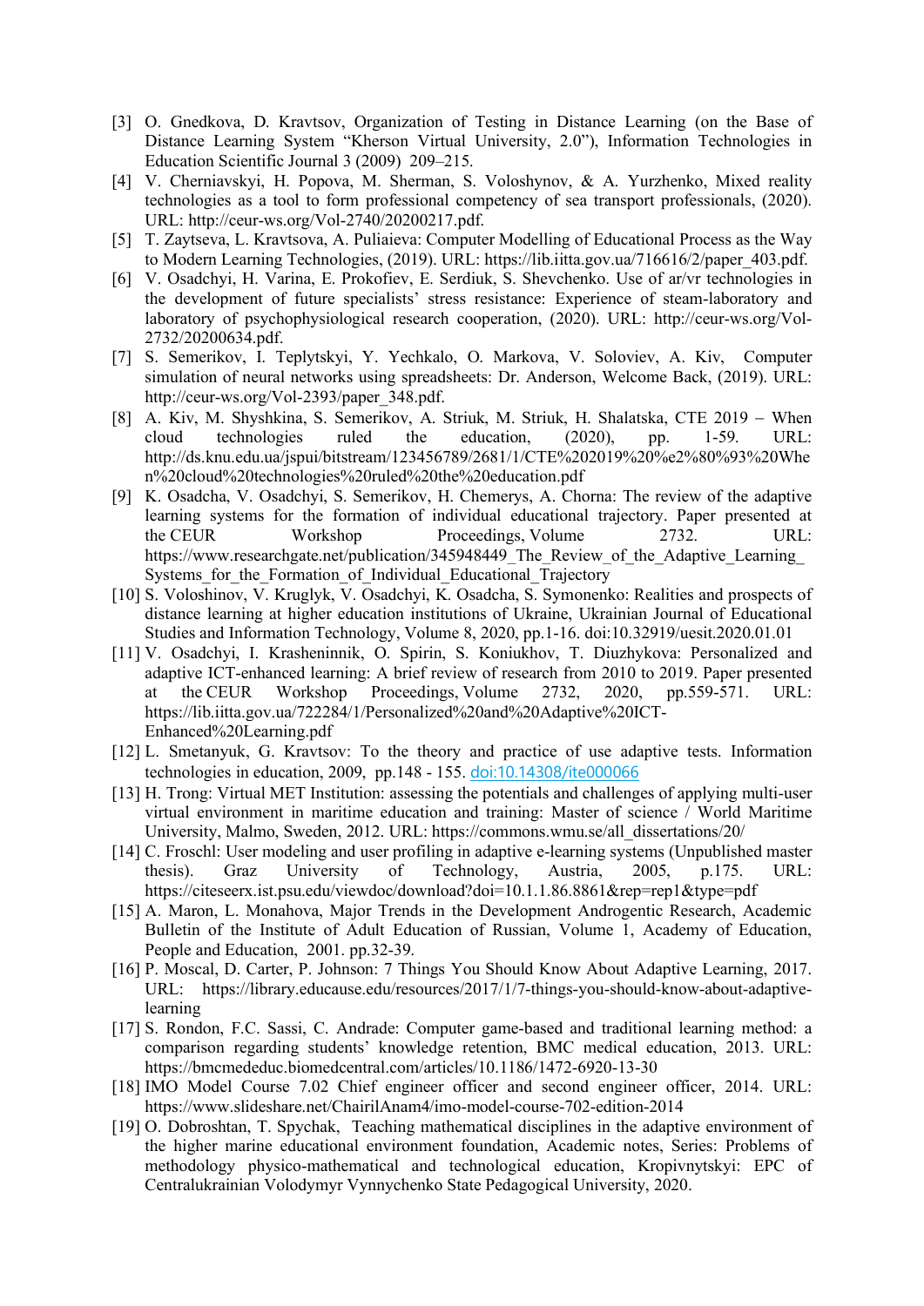[3] O. Gnedkova, D. Kravtsov, Organization of Testing in Distance Learning (on the Base of Distance Learning System “Kherson Virtual University, 2.0”), Information Technologies in Education Scientific Journal 3 (2009) 209–215.

[4] V. Cherniavskyi, H. Popova, M. Sherman, S. Voloshynov, & A. Yurzhenko, Mixed reality technologies as a tool to form professional competency of sea transport professionals, (2020). URL: http://ceur-ws.org/Vol-2740/20200217.pdf.

[5] T. Zaytseva, L. Kravtsova, A. Puliaieva: Computer Modelling of Educational Process as the Way to Modern Learning Technologies, (2019). URL: https://lib.iitta.gov.ua/716616/2/paper_403.pdf.

[6] V. Osadchyi, H. Varina, E. Prokofiev, E. Serdiuk, S. Shevchenko. Use of ar/vr technologies in the development of future specialists' stress resistance: Experience of steam-laboratory and laboratory of psychophysiological research cooperation, (2020). URL: http://ceur-ws.org/Vol-2732/20200634.pdf.

[7] S. Semerikov, I. Teplytskyi, Y. Yechkalo, O. Markova, V. Soloviev, A. Kiv, Computer simulation of neural networks using spreadsheets: Dr. Anderson, Welcome Back, (2019). URL: http://ceur-ws.org/Vol-2393/paper_348.pdf.

[8] A. Kiv, M. Shyshkina, S. Semerikov, A. Striuk, M. Striuk, H. Shalatska, CTE 2019 – When cloud technologies ruled the education, (2020), pp. 1-59. URL: http://ds.knu.edu.ua/jspui/bitstream/123456789/2681/1/CTE%202019%20%e2%80%93%20When%20cloud%20technologies%20ruled%20the%20education.pdf

[9] K. Osadcha, V. Osadchyi, S. Semerikov, H. Chemerys, A. Chorna: The review of the adaptive learning systems for the formation of individual educational trajectory. Paper presented at the CEUR Workshop Proceedings, Volume 2732. URL: https://www.researchgate.net/publication/345948449_The_Review_of_the_Adaptive_Learning_Systems_for_the_Formation_of_Individual_Educational_Trajectory

[10] S. Voloshinov, V. Kruglyk, V. Osadchyi, K. Osadcha, S. Symonenko: Realities and prospects of distance learning at higher education institutions of Ukraine, Ukrainian Journal of Educational Studies and Information Technology, Volume 8, 2020, pp.1-16. doi:10.32919/uesit.2020.01.01

[11] V. Osadchyi, I. Krasheninnik, O. Spirin, S. Koniukhov, T. Diuzhykova: Personalized and adaptive ICT-enhanced learning: A brief review of research from 2010 to 2019. Paper presented at the CEUR Workshop Proceedings, Volume 2732, 2020, pp.559-571. URL: https://lib.iitta.gov.ua/722284/1/Personalized%20and%20Adaptive%20ICT-Enhanced%20Learning.pdf

[12] L. Smetanyuk, G. Kravtsov: To the theory and practice of use adaptive tests. Information technologies in education, 2009, pp.148 - 155. doi:10.14308/ite000066

[13] H. Trong: Virtual MET Institution: assessing the potentials and challenges of applying multi-user virtual environment in maritime education and training: Master of science / World Maritime University, Malmo, Sweden, 2012. URL: https://commons.wmu.se/all_dissertations/20/

[14] C. Froschl: User modeling and user profiling in adaptive e-learning systems (Unpublished master thesis). Graz University of Technology, Austria, 2005, p.175. URL: https://citeseerx.ist.psu.edu/viewdoc/download?doi=10.1.1.86.8861&rep=rep1&type=pdf

[15] A. Maron, L. Monahova, Major Trends in the Development Androgentic Research, Academic Bulletin of the Institute of Adult Education of Russian, Volume 1, Academy of Education, People and Education, 2001. pp.32-39.

[16] P. Moscal, D. Carter, P. Johnson: 7 Things You Should Know About Adaptive Learning, 2017. URL: https://library.educause.edu/resources/2017/1/7-things-you-should-know-about-adaptive-learning

[17] S. Rondon, F.C. Sassi, C. Andrade: Computer game-based and traditional learning method: a comparison regarding students' knowledge retention, BMC medical education, 2013. URL: https://bmcmededuc.biomedcentral.com/articles/10.1186/1472-6920-13-30

[18] IMO Model Course 7.02 Chief engineer officer and second engineer officer, 2014. URL: https://www.slideshare.net/ChairilAnam4/imo-model-course-702-edition-2014

[19] O. Dobroshtan, T. Spychak, Teaching mathematical disciplines in the adaptive environment of the higher marine educational environment foundation, Academic notes, Series: Problems of methodology physico-mathematical and technological education, Kropivnytskyi: EPC of Centralukrainian Volodymyr Vynnychenko State Pedagogical University, 2020.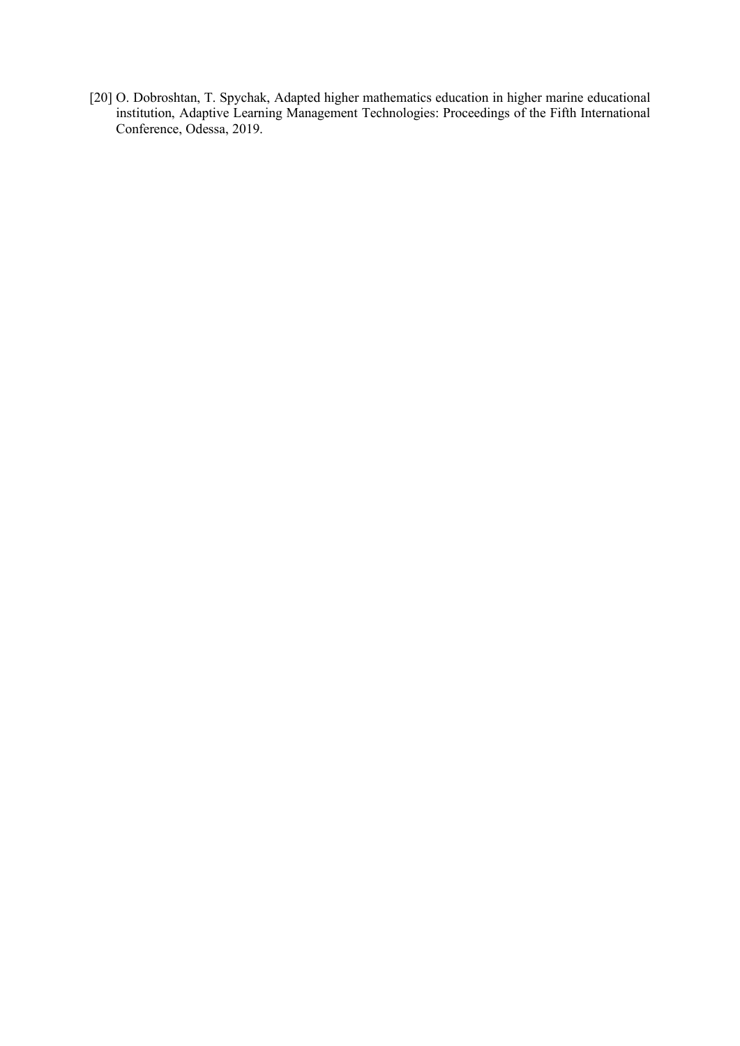[20] O. Dobroshtan, T. Spychak, Adapted higher mathematics education in higher marine educational institution, Adaptive Learning Management Technologies: Proceedings of the Fifth International Conference, Odessa, 2019.